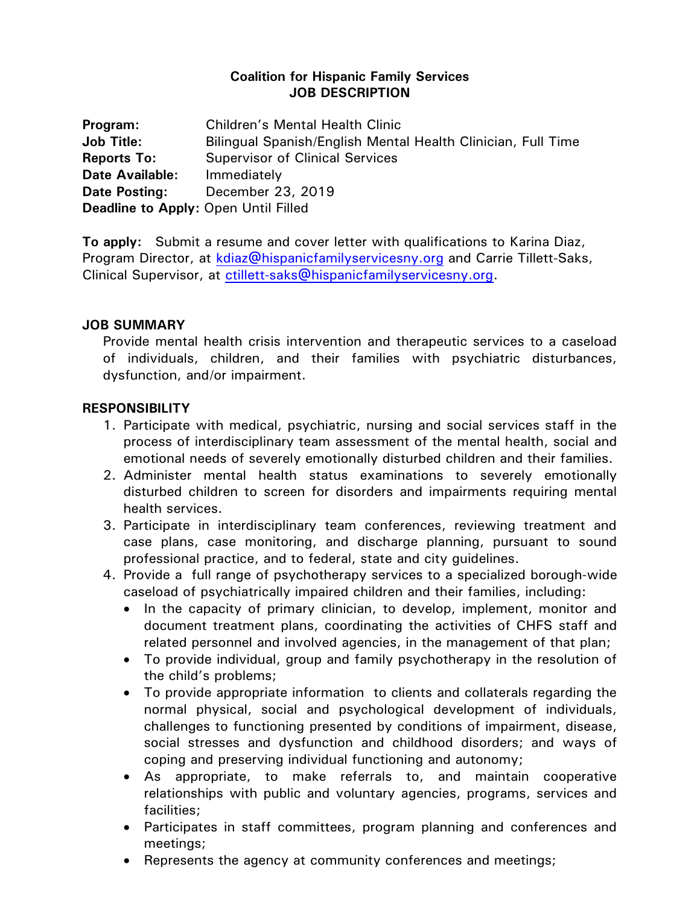# Coalition for Hispanic Family Services
## JOB DESCRIPTION

**Program:** Children's Mental Health Clinic
**Job Title:** Bilingual Spanish/English Mental Health Clinician, Full Time
**Reports To:** Supervisor of Clinical Services
**Date Available:** Immediately
**Date Posting:** December 23, 2019
**Deadline to Apply:** Open Until Filled

**To apply:** Submit a resume and cover letter with qualifications to Karina Diaz, Program Director, at kdiaz@hispanicfamilyservicesny.org and Carrie Tillett-Saks, Clinical Supervisor, at ctillett-saks@hispanicfamilyservicesny.org.

### JOB SUMMARY

Provide mental health crisis intervention and therapeutic services to a caseload of individuals, children, and their families with psychiatric disturbances, dysfunction, and/or impairment.

### RESPONSIBILITY

1. Participate with medical, psychiatric, nursing and social services staff in the process of interdisciplinary team assessment of the mental health, social and emotional needs of severely emotionally disturbed children and their families.
2. Administer mental health status examinations to severely emotionally disturbed children to screen for disorders and impairments requiring mental health services.
3. Participate in interdisciplinary team conferences, reviewing treatment and case plans, case monitoring, and discharge planning, pursuant to sound professional practice, and to federal, state and city guidelines.
4. Provide a full range of psychotherapy services to a specialized borough-wide caseload of psychiatrically impaired children and their families, including:
   - In the capacity of primary clinician, to develop, implement, monitor and document treatment plans, coordinating the activities of CHFS staff and related personnel and involved agencies, in the management of that plan;
   - To provide individual, group and family psychotherapy in the resolution of the child's problems;
   - To provide appropriate information to clients and collaterals regarding the normal physical, social and psychological development of individuals, challenges to functioning presented by conditions of impairment, disease, social stresses and dysfunction and childhood disorders; and ways of coping and preserving individual functioning and autonomy;
   - As appropriate, to make referrals to, and maintain cooperative relationships with public and voluntary agencies, programs, services and facilities;
   - Participates in staff committees, program planning and conferences and meetings;
   - Represents the agency at community conferences and meetings;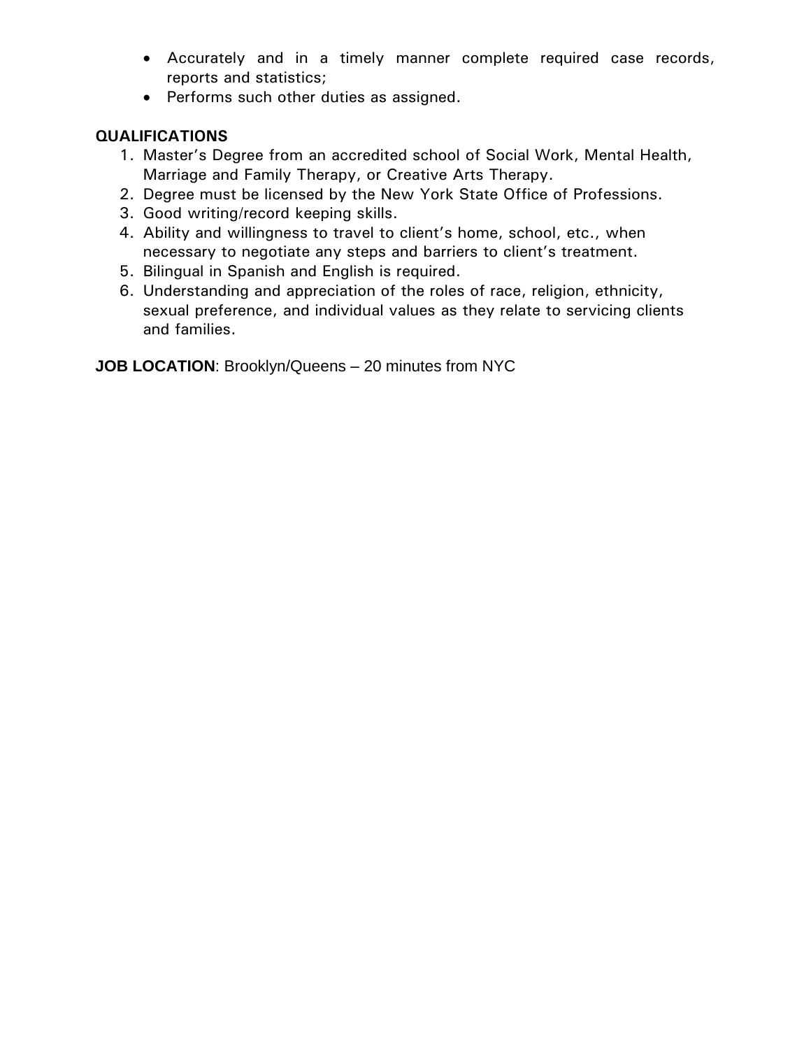- Accurately and in a timely manner complete required case records, reports and statistics;
- Performs such other duties as assigned.

**QUALIFICATIONS**

1. Master's Degree from an accredited school of Social Work, Mental Health, Marriage and Family Therapy, or Creative Arts Therapy.
2. Degree must be licensed by the New York State Office of Professions.
3. Good writing/record keeping skills.
4. Ability and willingness to travel to client's home, school, etc., when necessary to negotiate any steps and barriers to client's treatment.
5. Bilingual in Spanish and English is required.
6. Understanding and appreciation of the roles of race, religion, ethnicity, sexual preference, and individual values as they relate to servicing clients and families.

**JOB LOCATION**: Brooklyn/Queens – 20 minutes from NYC